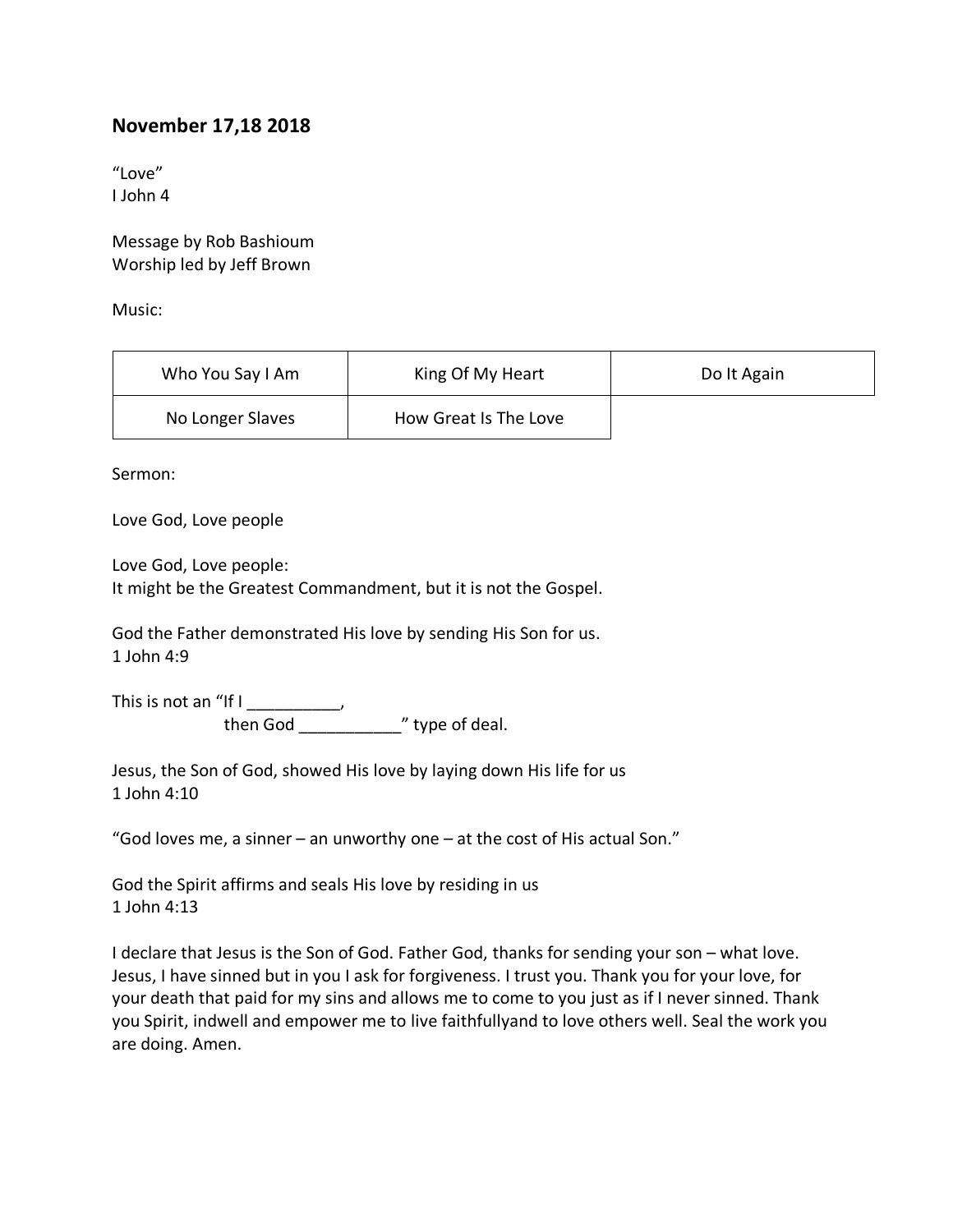## November 17,18 2018

“Love”
I John 4

Message by Rob Bashioum
Worship led by Jeff Brown

Music:

| Who You Say I Am | King Of My Heart | Do It Again |
|---|---|---|
| No Longer Slaves | How Great Is The Love | |

Sermon:

Love God, Love people

Love God, Love people:
It might be the Greatest Commandment, but it is not the Gospel.

God the Father demonstrated His love by sending His Son for us.
1 John 4:9

This is not an “If I __________,
then God ___________” type of deal.

Jesus, the Son of God, showed His love by laying down His life for us
1 John 4:10

“God loves me, a sinner – an unworthy one – at the cost of His actual Son.”

God the Spirit affirms and seals His love by residing in us
1 John 4:13

I declare that Jesus is the Son of God. Father God, thanks for sending your son – what love. Jesus, I have sinned but in you I ask for forgiveness. I trust you. Thank you for your love, for your death that paid for my sins and allows me to come to you just as if I never sinned. Thank you Spirit, indwell and empower me to live faithfullyand to love others well. Seal the work you are doing. Amen.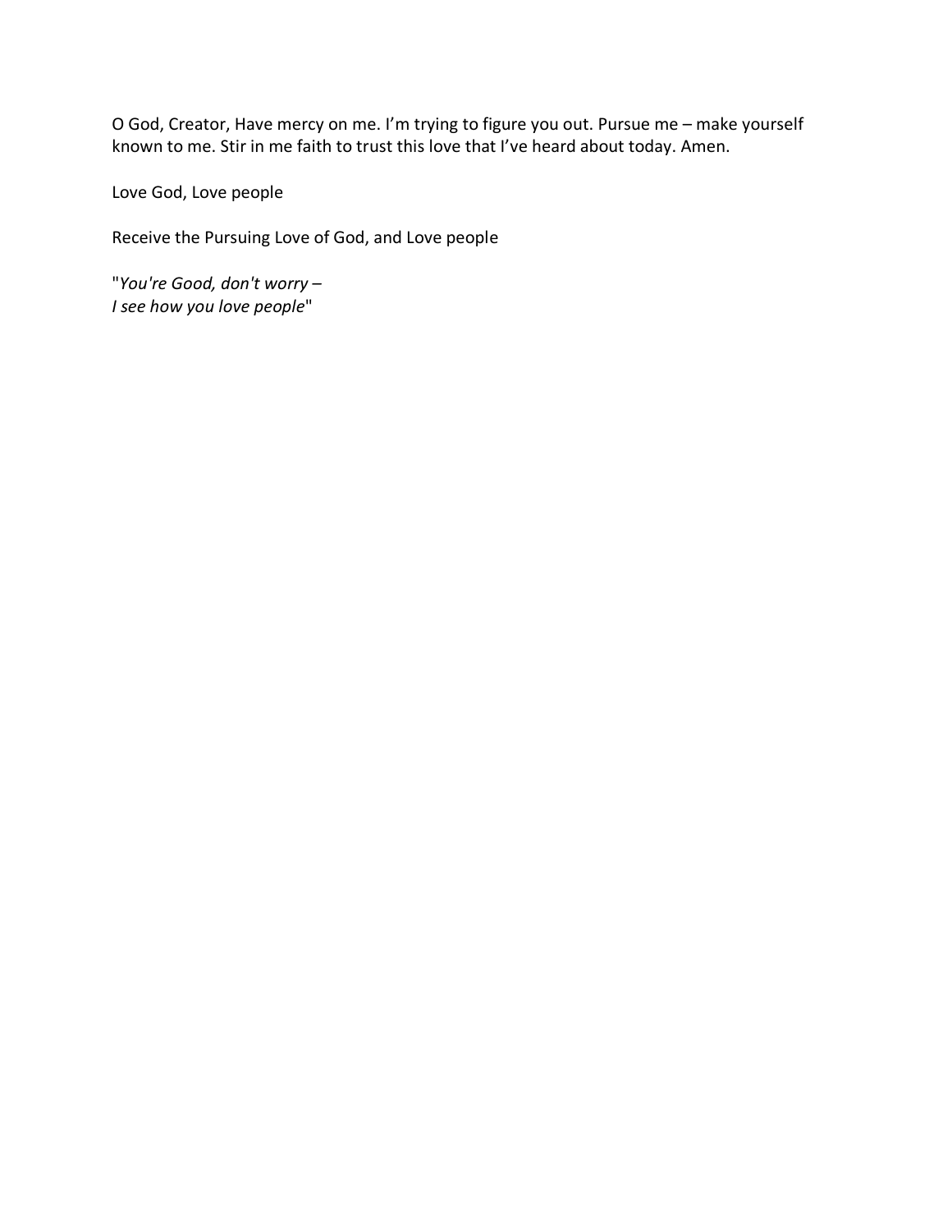O God, Creator, Have mercy on me. I'm trying to figure you out. Pursue me – make yourself known to me. Stir in me faith to trust this love that I've heard about today. Amen.

Love God, Love people

Receive the Pursuing Love of God, and Love people

"*You're Good, don't worry –*
*I see how you love people*"